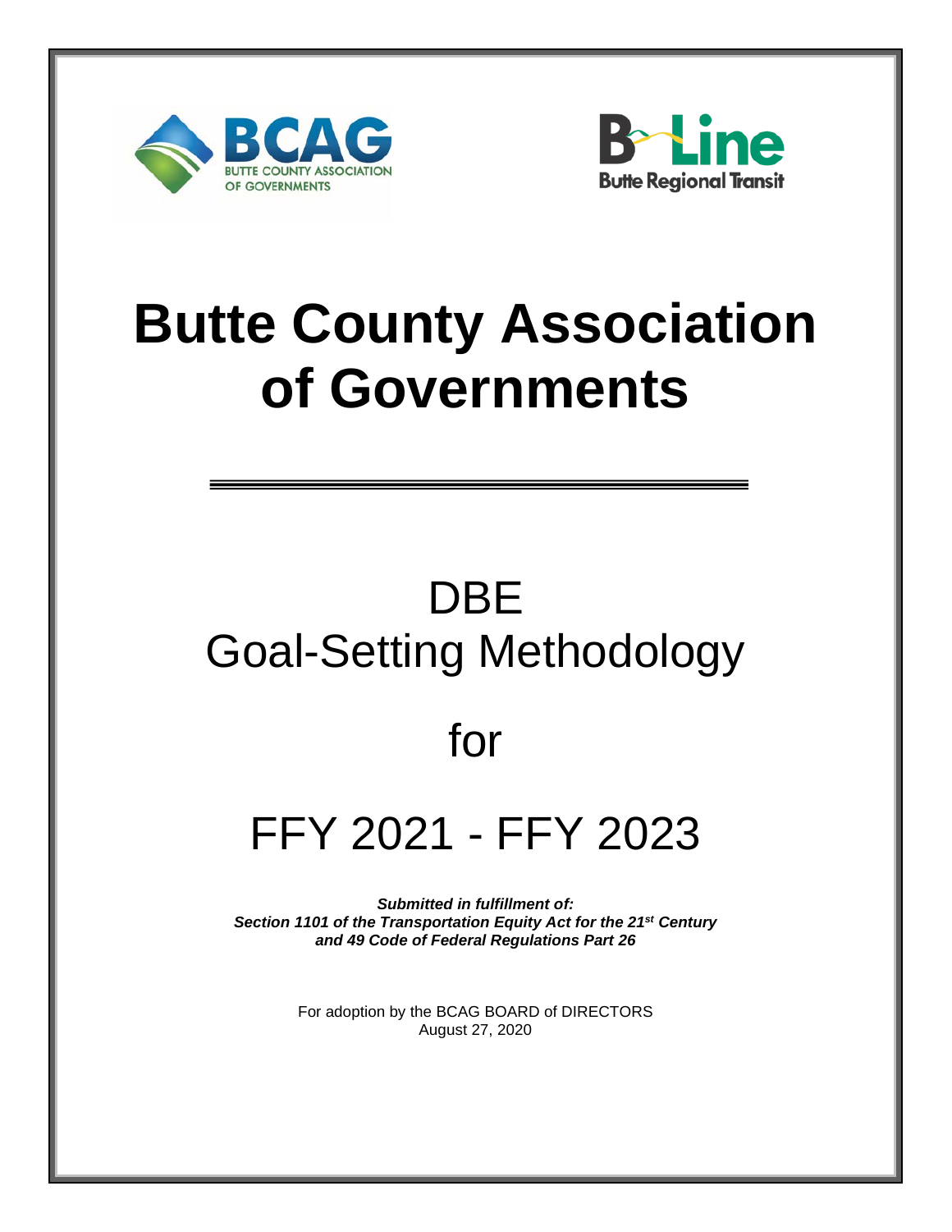BCAG
BUTTE COUNTY ASSOCIATION OF GOVERNMENTS

B-Line
Butte Regional Transit

# Butte County Association of Governments

---

## DBE
## Goal-Setting Methodology

## for

## FFY 2021 - FFY 2023

***Submitted in fulfillment of:***
***Section 1101 of the Transportation Equity Act for the 21st Century and 49 Code of Federal Regulations Part 26***

For adoption by the BCAG BOARD of DIRECTORS
August 27, 2020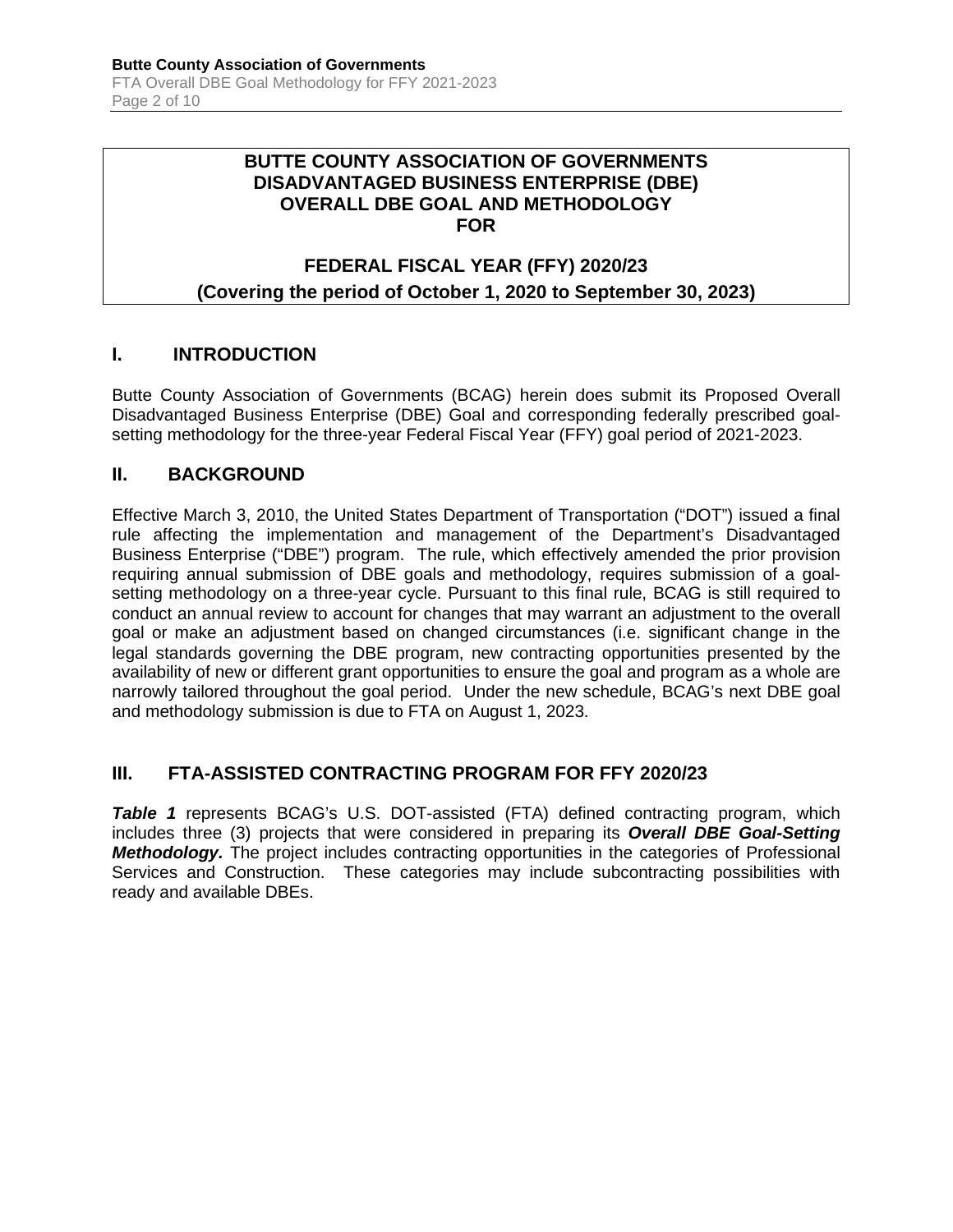**BUTTE COUNTY ASSOCIATION OF GOVERNMENTS**
**DISADVANTAGED BUSINESS ENTERPRISE (DBE)**
**OVERALL DBE GOAL AND METHODOLOGY**
**FOR**

**FEDERAL FISCAL YEAR (FFY) 2020/23**
**(Covering the period of October 1, 2020 to September 30, 2023)**

## I. INTRODUCTION

Butte County Association of Governments (BCAG) herein does submit its Proposed Overall Disadvantaged Business Enterprise (DBE) Goal and corresponding federally prescribed goal-setting methodology for the three-year Federal Fiscal Year (FFY) goal period of 2021-2023.

## II. BACKGROUND

Effective March 3, 2010, the United States Department of Transportation ("DOT") issued a final rule affecting the implementation and management of the Department's Disadvantaged Business Enterprise ("DBE") program. The rule, which effectively amended the prior provision requiring annual submission of DBE goals and methodology, requires submission of a goal-setting methodology on a three-year cycle. Pursuant to this final rule, BCAG is still required to conduct an annual review to account for changes that may warrant an adjustment to the overall goal or make an adjustment based on changed circumstances (i.e. significant change in the legal standards governing the DBE program, new contracting opportunities presented by the availability of new or different grant opportunities to ensure the goal and program as a whole are narrowly tailored throughout the goal period. Under the new schedule, BCAG's next DBE goal and methodology submission is due to FTA on August 1, 2023.

## III. FTA-ASSISTED CONTRACTING PROGRAM FOR FFY 2020/23

***Table 1*** represents BCAG's U.S. DOT-assisted (FTA) defined contracting program, which includes three (3) projects that were considered in preparing its ***Overall DBE Goal-Setting Methodology.*** The project includes contracting opportunities in the categories of Professional Services and Construction. These categories may include subcontracting possibilities with ready and available DBEs.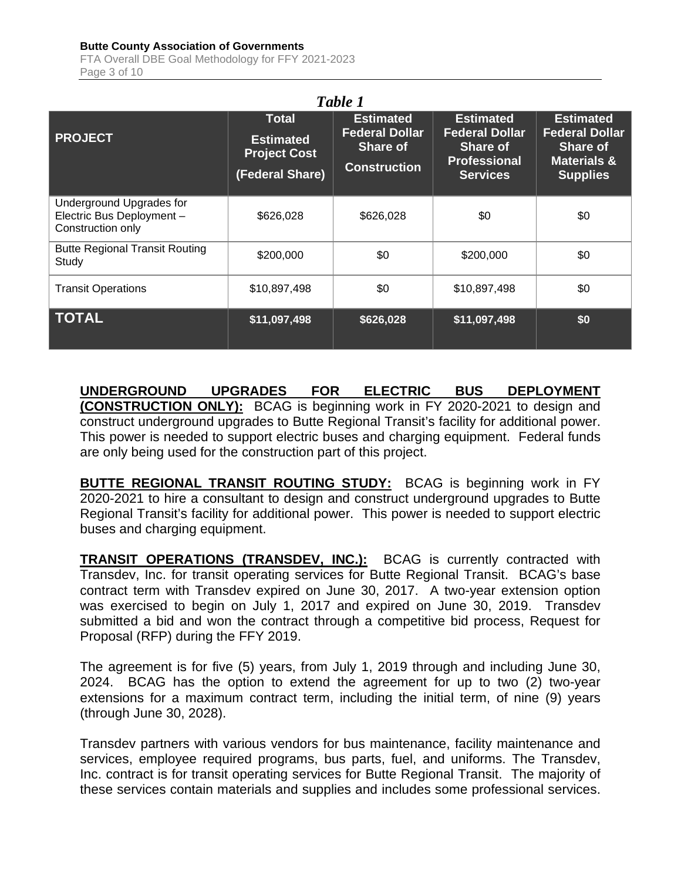*Table 1*

| PROJECT | Total Estimated Project Cost (Federal Share) | Estimated Federal Dollar Share of Construction | Estimated Federal Dollar Share of Professional Services | Estimated Federal Dollar Share of Materials & Supplies |
|---|---|---|---|---|
| Underground Upgrades for Electric Bus Deployment – Construction only | $626,028 | $626,028 | $0 | $0 |
| Butte Regional Transit Routing Study | $200,000 | $0 | $200,000 | $0 |
| Transit Operations | $10,897,498 | $0 | $10,897,498 | $0 |
| **TOTAL** | **$11,097,498** | **$626,028** | **$11,097,498** | **$0** |

**UNDERGROUND UPGRADES FOR ELECTRIC BUS DEPLOYMENT (CONSTRUCTION ONLY):** BCAG is beginning work in FY 2020-2021 to design and construct underground upgrades to Butte Regional Transit's facility for additional power. This power is needed to support electric buses and charging equipment. Federal funds are only being used for the construction part of this project.

**BUTTE REGIONAL TRANSIT ROUTING STUDY:** BCAG is beginning work in FY 2020-2021 to hire a consultant to design and construct underground upgrades to Butte Regional Transit's facility for additional power. This power is needed to support electric buses and charging equipment.

**TRANSIT OPERATIONS (TRANSDEV, INC.):** BCAG is currently contracted with Transdev, Inc. for transit operating services for Butte Regional Transit. BCAG's base contract term with Transdev expired on June 30, 2017. A two-year extension option was exercised to begin on July 1, 2017 and expired on June 30, 2019. Transdev submitted a bid and won the contract through a competitive bid process, Request for Proposal (RFP) during the FFY 2019.

The agreement is for five (5) years, from July 1, 2019 through and including June 30, 2024. BCAG has the option to extend the agreement for up to two (2) two-year extensions for a maximum contract term, including the initial term, of nine (9) years (through June 30, 2028).

Transdev partners with various vendors for bus maintenance, facility maintenance and services, employee required programs, bus parts, fuel, and uniforms. The Transdev, Inc. contract is for transit operating services for Butte Regional Transit. The majority of these services contain materials and supplies and includes some professional services.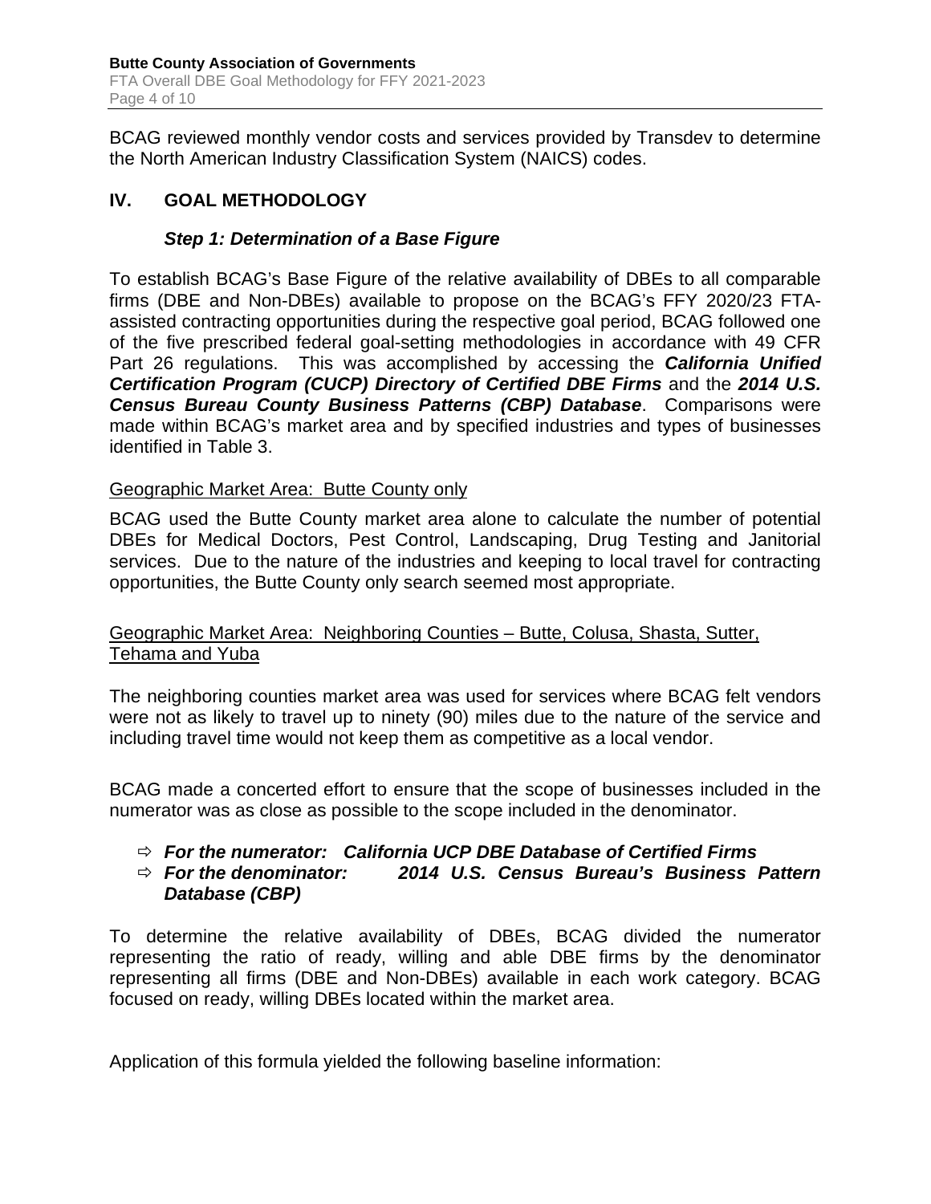BCAG reviewed monthly vendor costs and services provided by Transdev to determine the North American Industry Classification System (NAICS) codes.

## IV. GOAL METHODOLOGY

### *Step 1: Determination of a Base Figure*

To establish BCAG's Base Figure of the relative availability of DBEs to all comparable firms (DBE and Non-DBEs) available to propose on the BCAG's FFY 2020/23 FTA-assisted contracting opportunities during the respective goal period, BCAG followed one of the five prescribed federal goal-setting methodologies in accordance with 49 CFR Part 26 regulations. This was accomplished by accessing the ***California Unified Certification Program (CUCP) Directory of Certified DBE Firms*** and the ***2014 U.S. Census Bureau County Business Patterns (CBP) Database***. Comparisons were made within BCAG's market area and by specified industries and types of businesses identified in Table 3.

Geographic Market Area: Butte County only

BCAG used the Butte County market area alone to calculate the number of potential DBEs for Medical Doctors, Pest Control, Landscaping, Drug Testing and Janitorial services. Due to the nature of the industries and keeping to local travel for contracting opportunities, the Butte County only search seemed most appropriate.

Geographic Market Area: Neighboring Counties – Butte, Colusa, Shasta, Sutter, Tehama and Yuba

The neighboring counties market area was used for services where BCAG felt vendors were not as likely to travel up to ninety (90) miles due to the nature of the service and including travel time would not keep them as competitive as a local vendor.

BCAG made a concerted effort to ensure that the scope of businesses included in the numerator was as close as possible to the scope included in the denominator.

- ⇨ ***For the numerator: California UCP DBE Database of Certified Firms***
- ⇨ ***For the denominator: 2014 U.S. Census Bureau's Business Pattern Database (CBP)***

To determine the relative availability of DBEs, BCAG divided the numerator representing the ratio of ready, willing and able DBE firms by the denominator representing all firms (DBE and Non-DBEs) available in each work category. BCAG focused on ready, willing DBEs located within the market area.

Application of this formula yielded the following baseline information: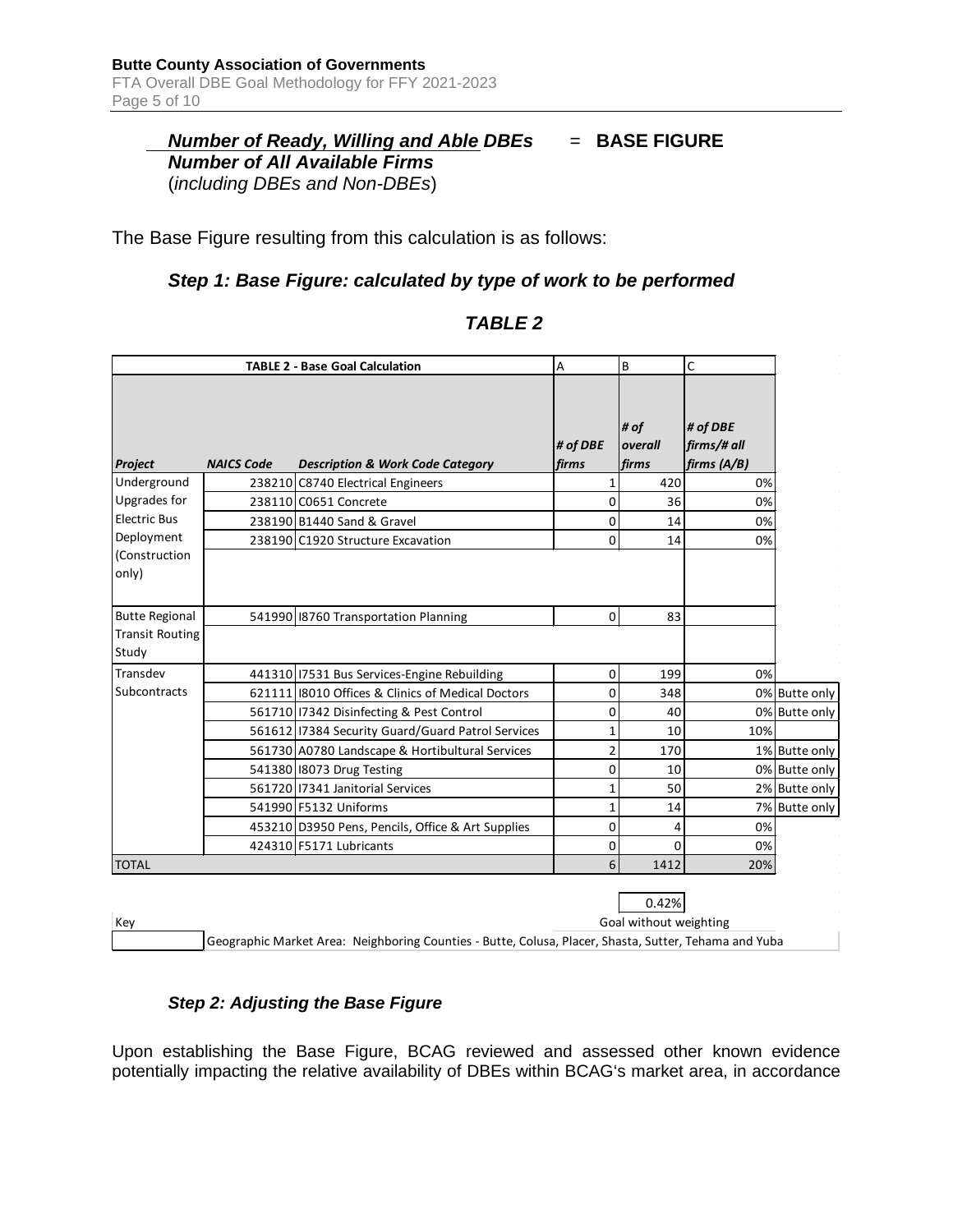***Number of Ready, Willing and Able DBEs*** = **BASE FIGURE**
***Number of All Available Firms***
(*including DBEs and Non-DBEs*)

The Base Figure resulting from this calculation is as follows:

### *Step 1: Base Figure: calculated by type of work to be performed*

### *TABLE 2*

| TABLE 2 - Base Goal Calculation | | | A | B | C | |
|---|---|---|---|---|---|---|
| ***Project*** | ***NAICS Code*** | ***Description & Work Code Category*** | ***# of DBE firms*** | ***# of overall firms*** | ***# of DBE firms/# all firms (A/B)*** | |
| Underground Upgrades for Electric Bus Deployment (Construction only) | 238210 | C8740 Electrical Engineers | 1 | 420 | 0% | |
| | 238110 | C0651 Concrete | 0 | 36 | 0% | |
| | 238190 | B1440 Sand & Gravel | 0 | 14 | 0% | |
| | 238190 | C1920 Structure Excavation | 0 | 14 | 0% | |
| Butte Regional Transit Routing Study | 541990 | I8760 Transportation Planning | 0 | 83 | | |
| Transdev Subcontracts | 441310 | I7531 Bus Services-Engine Rebuilding | 0 | 199 | 0% | |
| | 621111 | I8010 Offices & Clinics of Medical Doctors | 0 | 348 | 0% | Butte only |
| | 561710 | I7342 Disinfecting & Pest Control | 0 | 40 | 0% | Butte only |
| | 561612 | I7384 Security Guard/Guard Patrol Services | 1 | 10 | 10% | |
| | 561730 | A0780 Landscape & Hortibultural Services | 2 | 170 | 1% | Butte only |
| | 541380 | I8073 Drug Testing | 0 | 10 | 0% | Butte only |
| | 561720 | I7341 Janitorial Services | 1 | 50 | 2% | Butte only |
| | 541990 | F5132 Uniforms | 1 | 14 | 7% | Butte only |
| | 453210 | D3950 Pens, Pencils, Office & Art Supplies | 0 | 4 | 0% | |
| | 424310 | F5171 Lubricants | 0 | 0 | 0% | |
| TOTAL | | | 6 | 1412 | 20% | |
| | | | | 0.42% | | |
| Key | | | | Goal without weighting | | |
| | Geographic Market Area: Neighboring Counties - Butte, Colusa, Placer, Shasta, Sutter, Tehama and Yuba | | | | | |

### *Step 2: Adjusting the Base Figure*

Upon establishing the Base Figure, BCAG reviewed and assessed other known evidence potentially impacting the relative availability of DBEs within BCAG's market area, in accordance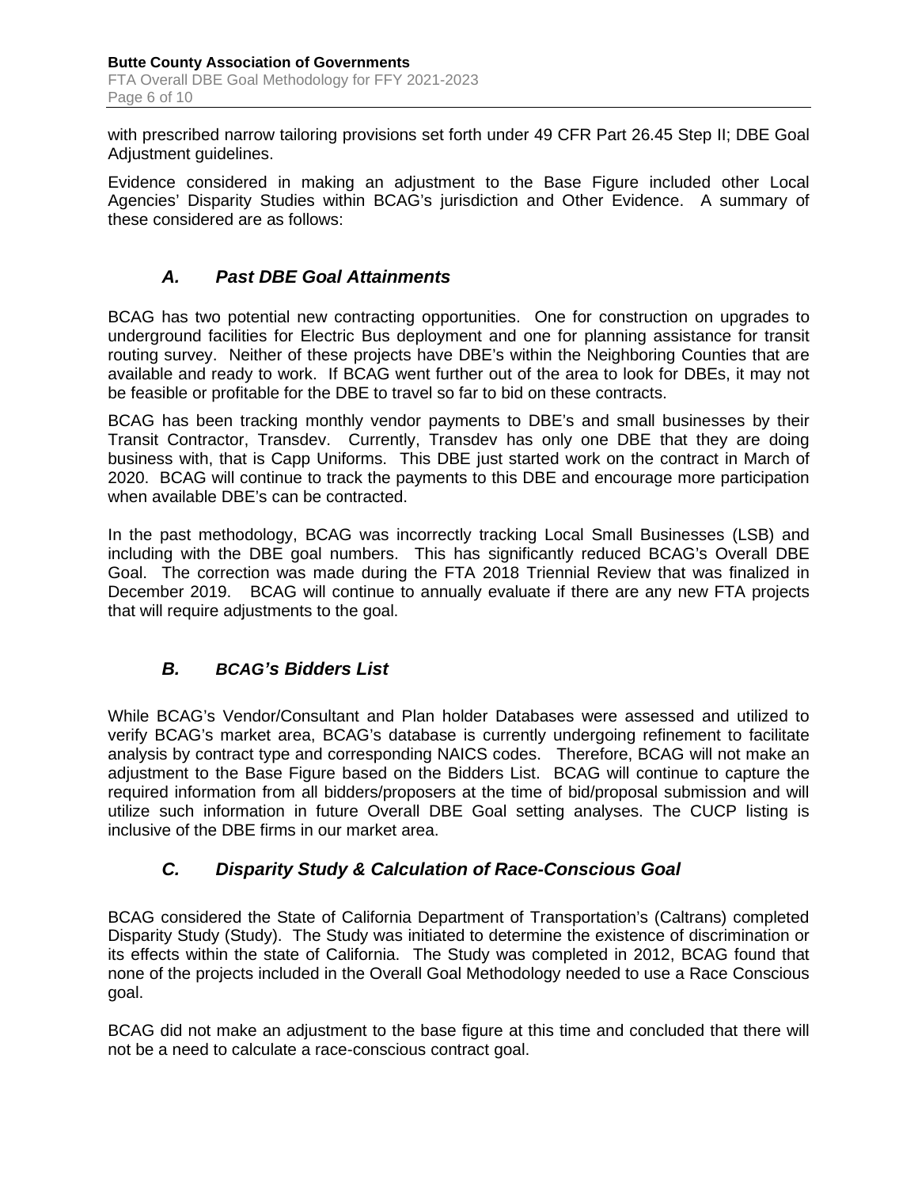with prescribed narrow tailoring provisions set forth under 49 CFR Part 26.45 Step II; DBE Goal Adjustment guidelines.

Evidence considered in making an adjustment to the Base Figure included other Local Agencies' Disparity Studies within BCAG's jurisdiction and Other Evidence. A summary of these considered are as follows:

### *A. Past DBE Goal Attainments*

BCAG has two potential new contracting opportunities. One for construction on upgrades to underground facilities for Electric Bus deployment and one for planning assistance for transit routing survey. Neither of these projects have DBE's within the Neighboring Counties that are available and ready to work. If BCAG went further out of the area to look for DBEs, it may not be feasible or profitable for the DBE to travel so far to bid on these contracts.

BCAG has been tracking monthly vendor payments to DBE's and small businesses by their Transit Contractor, Transdev. Currently, Transdev has only one DBE that they are doing business with, that is Capp Uniforms. This DBE just started work on the contract in March of 2020. BCAG will continue to track the payments to this DBE and encourage more participation when available DBE's can be contracted.

In the past methodology, BCAG was incorrectly tracking Local Small Businesses (LSB) and including with the DBE goal numbers. This has significantly reduced BCAG's Overall DBE Goal. The correction was made during the FTA 2018 Triennial Review that was finalized in December 2019. BCAG will continue to annually evaluate if there are any new FTA projects that will require adjustments to the goal.

### *B. BCAG's Bidders List*

While BCAG's Vendor/Consultant and Plan holder Databases were assessed and utilized to verify BCAG's market area, BCAG's database is currently undergoing refinement to facilitate analysis by contract type and corresponding NAICS codes. Therefore, BCAG will not make an adjustment to the Base Figure based on the Bidders List. BCAG will continue to capture the required information from all bidders/proposers at the time of bid/proposal submission and will utilize such information in future Overall DBE Goal setting analyses. The CUCP listing is inclusive of the DBE firms in our market area.

### *C. Disparity Study & Calculation of Race-Conscious Goal*

BCAG considered the State of California Department of Transportation's (Caltrans) completed Disparity Study (Study). The Study was initiated to determine the existence of discrimination or its effects within the state of California. The Study was completed in 2012, BCAG found that none of the projects included in the Overall Goal Methodology needed to use a Race Conscious goal.

BCAG did not make an adjustment to the base figure at this time and concluded that there will not be a need to calculate a race-conscious contract goal.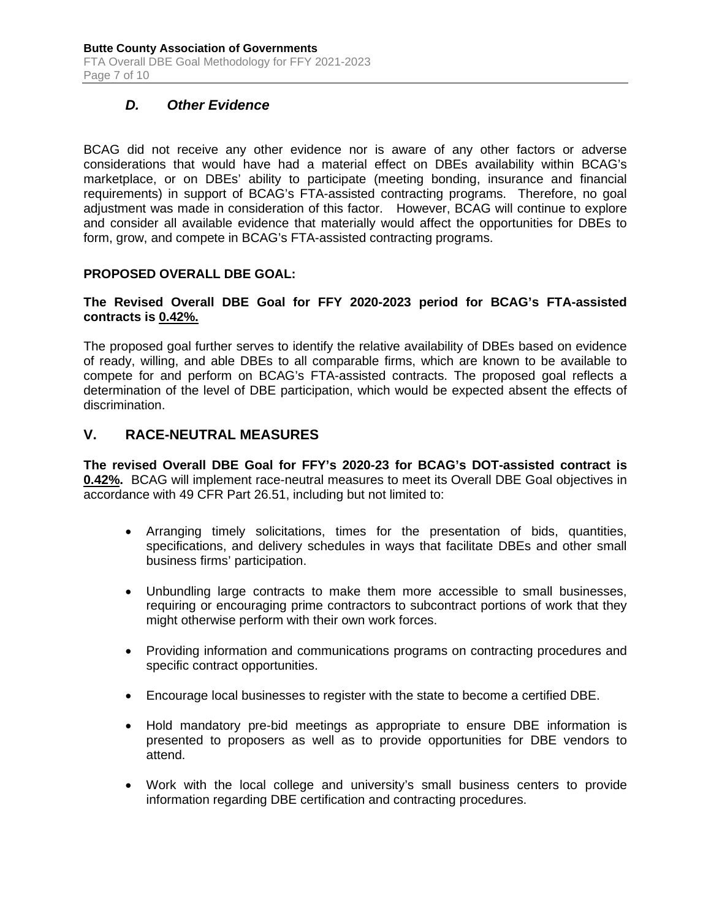### *D. Other Evidence*

BCAG did not receive any other evidence nor is aware of any other factors or adverse considerations that would have had a material effect on DBEs availability within BCAG's marketplace, or on DBEs' ability to participate (meeting bonding, insurance and financial requirements) in support of BCAG's FTA-assisted contracting programs. Therefore, no goal adjustment was made in consideration of this factor. However, BCAG will continue to explore and consider all available evidence that materially would affect the opportunities for DBEs to form, grow, and compete in BCAG's FTA-assisted contracting programs.

**PROPOSED OVERALL DBE GOAL:**

**The Revised Overall DBE Goal for FFY 2020-2023 period for BCAG's FTA-assisted contracts is <u>0.42%.</u>**

The proposed goal further serves to identify the relative availability of DBEs based on evidence of ready, willing, and able DBEs to all comparable firms, which are known to be available to compete for and perform on BCAG's FTA-assisted contracts. The proposed goal reflects a determination of the level of DBE participation, which would be expected absent the effects of discrimination.

## V. RACE-NEUTRAL MEASURES

**The revised Overall DBE Goal for FFY's 2020-23 for BCAG's DOT-assisted contract is <u>0.42%</u>.** BCAG will implement race-neutral measures to meet its Overall DBE Goal objectives in accordance with 49 CFR Part 26.51, including but not limited to:

- Arranging timely solicitations, times for the presentation of bids, quantities, specifications, and delivery schedules in ways that facilitate DBEs and other small business firms' participation.
- Unbundling large contracts to make them more accessible to small businesses, requiring or encouraging prime contractors to subcontract portions of work that they might otherwise perform with their own work forces.
- Providing information and communications programs on contracting procedures and specific contract opportunities.
- Encourage local businesses to register with the state to become a certified DBE.
- Hold mandatory pre-bid meetings as appropriate to ensure DBE information is presented to proposers as well as to provide opportunities for DBE vendors to attend.
- Work with the local college and university's small business centers to provide information regarding DBE certification and contracting procedures.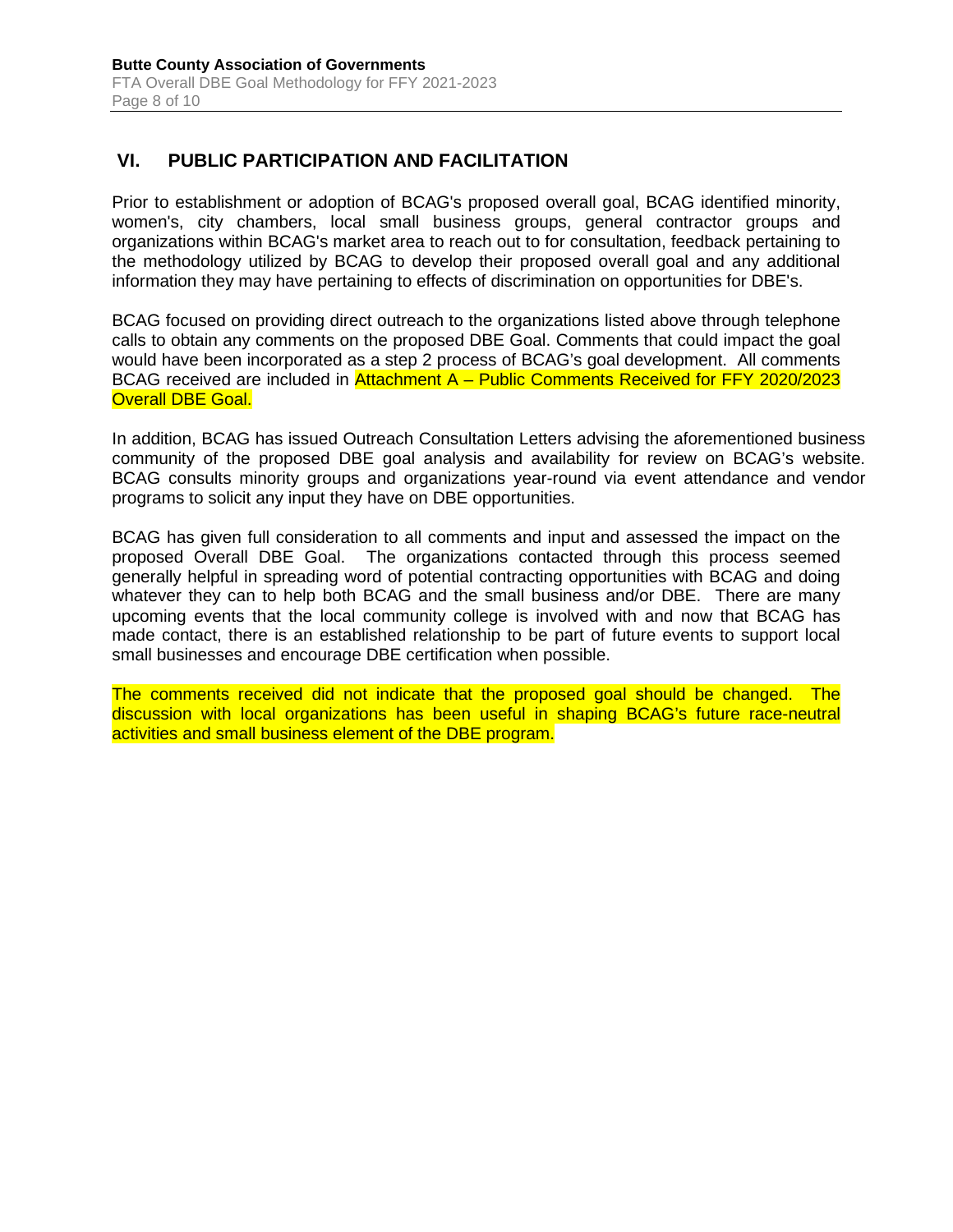## VI. PUBLIC PARTICIPATION AND FACILITATION

Prior to establishment or adoption of BCAG's proposed overall goal, BCAG identified minority, women's, city chambers, local small business groups, general contractor groups and organizations within BCAG's market area to reach out to for consultation, feedback pertaining to the methodology utilized by BCAG to develop their proposed overall goal and any additional information they may have pertaining to effects of discrimination on opportunities for DBE's.

BCAG focused on providing direct outreach to the organizations listed above through telephone calls to obtain any comments on the proposed DBE Goal. Comments that could impact the goal would have been incorporated as a step 2 process of BCAG's goal development. All comments BCAG received are included in Attachment A – Public Comments Received for FFY 2020/2023 Overall DBE Goal.

In addition, BCAG has issued Outreach Consultation Letters advising the aforementioned business community of the proposed DBE goal analysis and availability for review on BCAG's website. BCAG consults minority groups and organizations year-round via event attendance and vendor programs to solicit any input they have on DBE opportunities.

BCAG has given full consideration to all comments and input and assessed the impact on the proposed Overall DBE Goal. The organizations contacted through this process seemed generally helpful in spreading word of potential contracting opportunities with BCAG and doing whatever they can to help both BCAG and the small business and/or DBE. There are many upcoming events that the local community college is involved with and now that BCAG has made contact, there is an established relationship to be part of future events to support local small businesses and encourage DBE certification when possible.

The comments received did not indicate that the proposed goal should be changed. The discussion with local organizations has been useful in shaping BCAG's future race-neutral activities and small business element of the DBE program.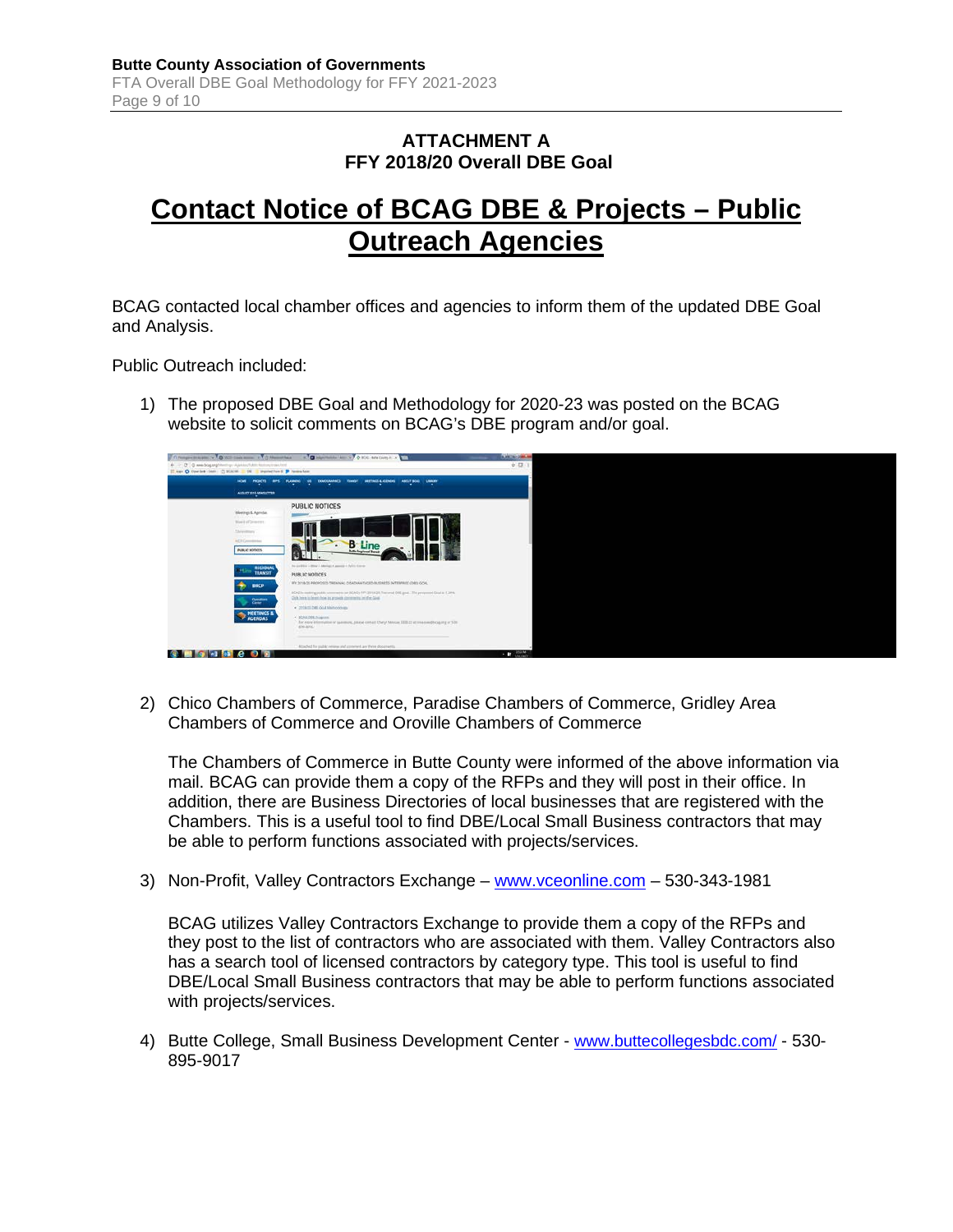## ATTACHMENT A
## FFY 2018/20 Overall DBE Goal

# Contact Notice of BCAG DBE & Projects – Public Outreach Agencies

BCAG contacted local chamber offices and agencies to inform them of the updated DBE Goal and Analysis.

Public Outreach included:

1) The proposed DBE Goal and Methodology for 2020-23 was posted on the BCAG website to solicit comments on BCAG's DBE program and/or goal.

2) Chico Chambers of Commerce, Paradise Chambers of Commerce, Gridley Area Chambers of Commerce and Oroville Chambers of Commerce

   The Chambers of Commerce in Butte County were informed of the above information via mail. BCAG can provide them a copy of the RFPs and they will post in their office. In addition, there are Business Directories of local businesses that are registered with the Chambers. This is a useful tool to find DBE/Local Small Business contractors that may be able to perform functions associated with projects/services.

3) Non-Profit, Valley Contractors Exchange – www.vceonline.com – 530-343-1981

   BCAG utilizes Valley Contractors Exchange to provide them a copy of the RFPs and they post to the list of contractors who are associated with them. Valley Contractors also has a search tool of licensed contractors by category type. This tool is useful to find DBE/Local Small Business contractors that may be able to perform functions associated with projects/services.

4) Butte College, Small Business Development Center - www.buttecollegesbdc.com/ - 530-895-9017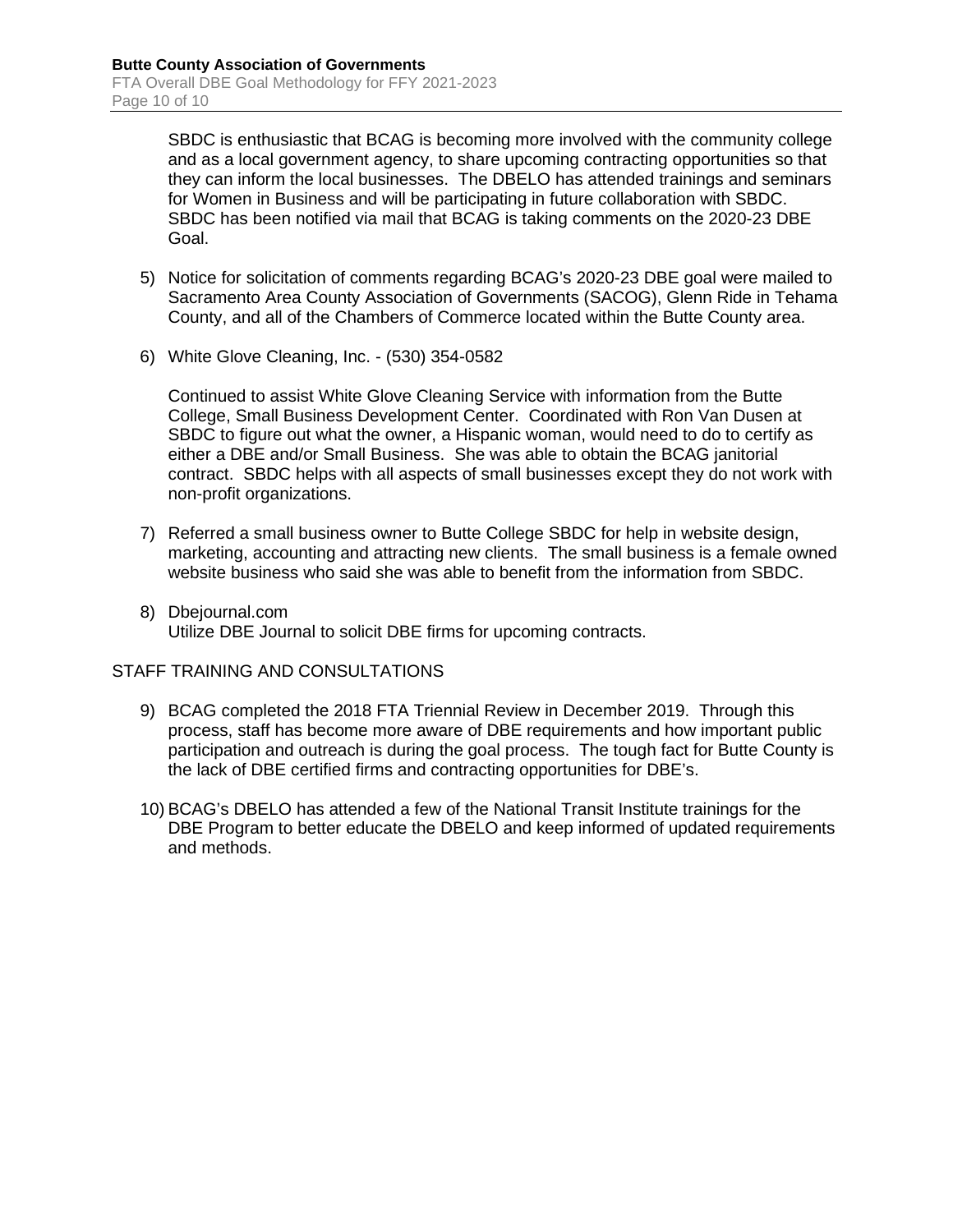SBDC is enthusiastic that BCAG is becoming more involved with the community college and as a local government agency, to share upcoming contracting opportunities so that they can inform the local businesses. The DBELO has attended trainings and seminars for Women in Business and will be participating in future collaboration with SBDC. SBDC has been notified via mail that BCAG is taking comments on the 2020-23 DBE Goal.

5) Notice for solicitation of comments regarding BCAG's 2020-23 DBE goal were mailed to Sacramento Area County Association of Governments (SACOG), Glenn Ride in Tehama County, and all of the Chambers of Commerce located within the Butte County area.

6) White Glove Cleaning, Inc. - (530) 354-0582

   Continued to assist White Glove Cleaning Service with information from the Butte College, Small Business Development Center. Coordinated with Ron Van Dusen at SBDC to figure out what the owner, a Hispanic woman, would need to do to certify as either a DBE and/or Small Business. She was able to obtain the BCAG janitorial contract. SBDC helps with all aspects of small businesses except they do not work with non-profit organizations.

7) Referred a small business owner to Butte College SBDC for help in website design, marketing, accounting and attracting new clients. The small business is a female owned website business who said she was able to benefit from the information from SBDC.

8) Dbejournal.com
   Utilize DBE Journal to solicit DBE firms for upcoming contracts.

STAFF TRAINING AND CONSULTATIONS

9) BCAG completed the 2018 FTA Triennial Review in December 2019. Through this process, staff has become more aware of DBE requirements and how important public participation and outreach is during the goal process. The tough fact for Butte County is the lack of DBE certified firms and contracting opportunities for DBE's.

10) BCAG's DBELO has attended a few of the National Transit Institute trainings for the DBE Program to better educate the DBELO and keep informed of updated requirements and methods.